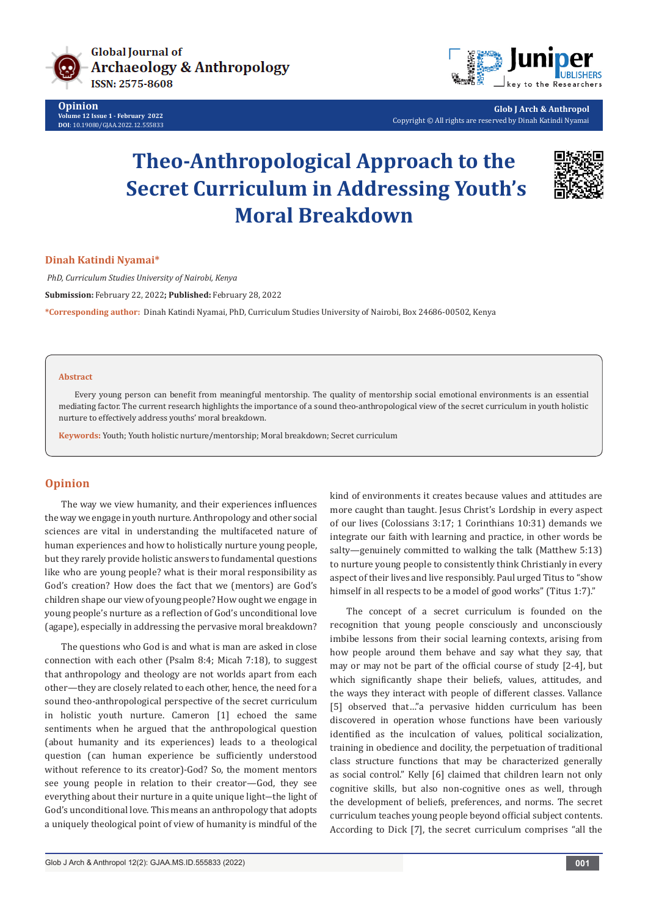# Theo-Anthropological Approach to the Secret Curriculum in Addressing Youth's Moral Breakdown

**Dinah Katindi Nyamai***

*PhD, Curriculum Studies University of Nairobi, Kenya*

**Submission:** February 22, 2022**; Published:** February 28, 2022

**\*Corresponding author:** Dinah Katindi Nyamai, PhD, Curriculum Studies University of Nairobi, Box 24686-00502, Kenya

## Abstract

Every young person can benefit from meaningful mentorship. The quality of mentorship social emotional environments is an essential mediating factor. The current research highlights the importance of a sound theo-anthropological view of the secret curriculum in youth holistic nurture to effectively address youths' moral breakdown.

**Keywords:** Youth; Youth holistic nurture/mentorship; Moral breakdown; Secret curriculum

## Opinion

The way we view humanity, and their experiences influences the way we engage in youth nurture. Anthropology and other social sciences are vital in understanding the multifaceted nature of human experiences and how to holistically nurture young people, but they rarely provide holistic answers to fundamental questions like who are young people? what is their moral responsibility as God's creation? How does the fact that we (mentors) are God's children shape our view of young people? How ought we engage in young people's nurture as a reflection of God's unconditional love (agape), especially in addressing the pervasive moral breakdown?

The questions who God is and what is man are asked in close connection with each other (Psalm 8:4; Micah 7:18), to suggest that anthropology and theology are not worlds apart from each other—they are closely related to each other, hence, the need for a sound theo-anthropological perspective of the secret curriculum in holistic youth nurture. Cameron [1] echoed the same sentiments when he argued that the anthropological question (about humanity and its experiences) leads to a theological question (can human experience be sufficiently understood without reference to its creator)-God? So, the moment mentors see young people in relation to their creator—God, they see everything about their nurture in a quite unique light—the light of God's unconditional love. This means an anthropology that adopts a uniquely theological point of view of humanity is mindful of the kind of environments it creates because values and attitudes are more caught than taught. Jesus Christ's Lordship in every aspect of our lives (Colossians 3:17; 1 Corinthians 10:31) demands we integrate our faith with learning and practice, in other words be salty—genuinely committed to walking the talk (Matthew 5:13) to nurture young people to consistently think Christianly in every aspect of their lives and live responsibly. Paul urged Titus to "show himself in all respects to be a model of good works" (Titus 1:7)."

The concept of a secret curriculum is founded on the recognition that young people consciously and unconsciously imbibe lessons from their social learning contexts, arising from how people around them behave and say what they say, that may or may not be part of the official course of study [2-4], but which significantly shape their beliefs, values, attitudes, and the ways they interact with people of different classes. Vallance [5] observed that..."a pervasive hidden curriculum has been discovered in operation whose functions have been variously identified as the inculcation of values, political socialization, training in obedience and docility, the perpetuation of traditional class structure functions that may be characterized generally as social control." Kelly [6] claimed that children learn not only cognitive skills, but also non-cognitive ones as well, through the development of beliefs, preferences, and norms. The secret curriculum teaches young people beyond official subject contents. According to Dick [7], the secret curriculum comprises "all the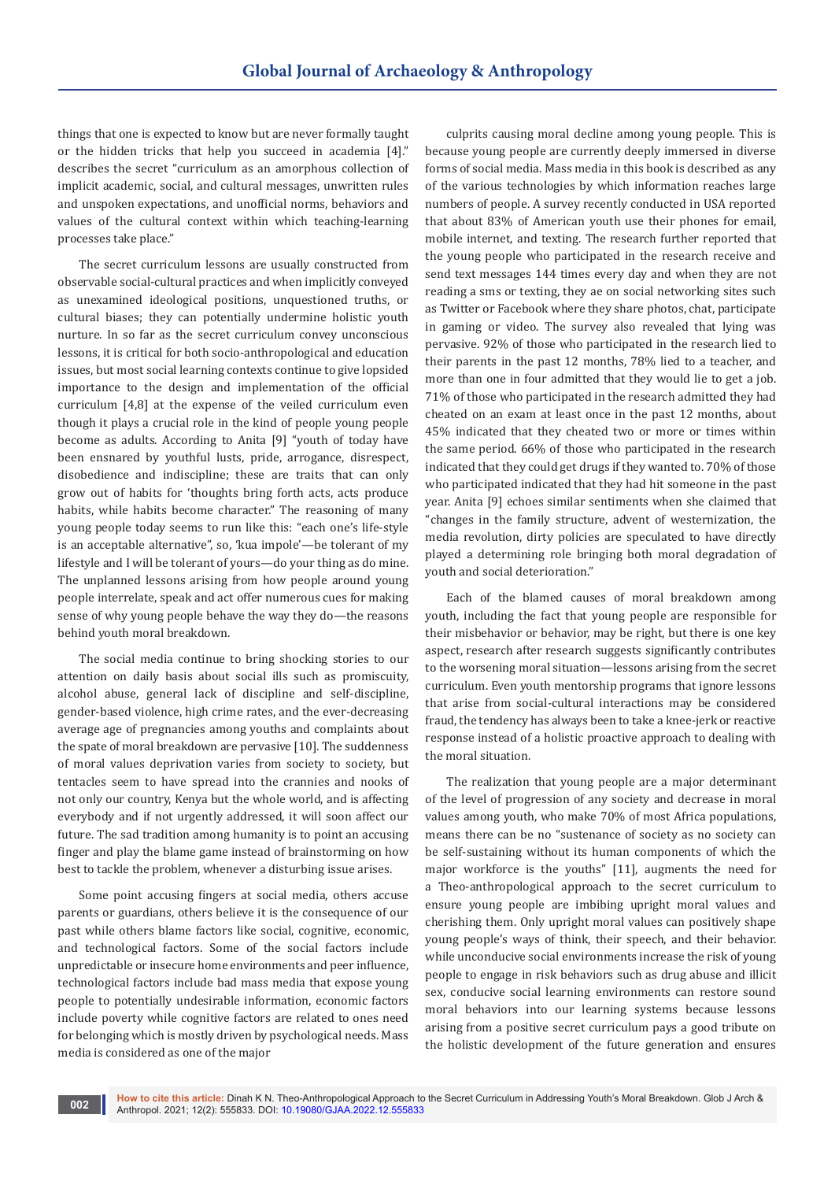things that one is expected to know but are never formally taught or the hidden tricks that help you succeed in academia [4]." describes the secret "curriculum as an amorphous collection of implicit academic, social, and cultural messages, unwritten rules and unspoken expectations, and unofficial norms, behaviors and values of the cultural context within which teaching-learning processes take place."

The secret curriculum lessons are usually constructed from observable social-cultural practices and when implicitly conveyed as unexamined ideological positions, unquestioned truths, or cultural biases; they can potentially undermine holistic youth nurture. In so far as the secret curriculum convey unconscious lessons, it is critical for both socio-anthropological and education issues, but most social learning contexts continue to give lopsided importance to the design and implementation of the official curriculum [4,8] at the expense of the veiled curriculum even though it plays a crucial role in the kind of people young people become as adults. According to Anita [9] "youth of today have been ensnared by youthful lusts, pride, arrogance, disrespect, disobedience and indiscipline; these are traits that can only grow out of habits for 'thoughts bring forth acts, acts produce habits, while habits become character." The reasoning of many young people today seems to run like this: "each one's life-style is an acceptable alternative", so, 'kua impole'—be tolerant of my lifestyle and I will be tolerant of yours—do your thing as do mine. The unplanned lessons arising from how people around young people interrelate, speak and act offer numerous cues for making sense of why young people behave the way they do—the reasons behind youth moral breakdown.

The social media continue to bring shocking stories to our attention on daily basis about social ills such as promiscuity, alcohol abuse, general lack of discipline and self-discipline, gender-based violence, high crime rates, and the ever-decreasing average age of pregnancies among youths and complaints about the spate of moral breakdown are pervasive [10]. The suddenness of moral values deprivation varies from society to society, but tentacles seem to have spread into the crannies and nooks of not only our country, Kenya but the whole world, and is affecting everybody and if not urgently addressed, it will soon affect our future. The sad tradition among humanity is to point an accusing finger and play the blame game instead of brainstorming on how best to tackle the problem, whenever a disturbing issue arises.

Some point accusing fingers at social media, others accuse parents or guardians, others believe it is the consequence of our past while others blame factors like social, cognitive, economic, and technological factors. Some of the social factors include unpredictable or insecure home environments and peer influence, technological factors include bad mass media that expose young people to potentially undesirable information, economic factors include poverty while cognitive factors are related to ones need for belonging which is mostly driven by psychological needs. Mass media is considered as one of the major culprits causing moral decline among young people. This is because young people are currently deeply immersed in diverse forms of social media. Mass media in this book is described as any of the various technologies by which information reaches large numbers of people. A survey recently conducted in USA reported that about 83% of American youth use their phones for email, mobile internet, and texting. The research further reported that the young people who participated in the research receive and send text messages 144 times every day and when they are not reading a sms or texting, they ae on social networking sites such as Twitter or Facebook where they share photos, chat, participate in gaming or video. The survey also revealed that lying was pervasive. 92% of those who participated in the research lied to their parents in the past 12 months, 78% lied to a teacher, and more than one in four admitted that they would lie to get a job. 71% of those who participated in the research admitted they had cheated on an exam at least once in the past 12 months, about 45% indicated that they cheated two or more or times within the same period. 66% of those who participated in the research indicated that they could get drugs if they wanted to. 70% of those who participated indicated that they had hit someone in the past year. Anita [9] echoes similar sentiments when she claimed that "changes in the family structure, advent of westernization, the media revolution, dirty policies are speculated to have directly played a determining role bringing both moral degradation of youth and social deterioration."

Each of the blamed causes of moral breakdown among youth, including the fact that young people are responsible for their misbehavior or behavior, may be right, but there is one key aspect, research after research suggests significantly contributes to the worsening moral situation—lessons arising from the secret curriculum. Even youth mentorship programs that ignore lessons that arise from social-cultural interactions may be considered fraud, the tendency has always been to take a knee-jerk or reactive response instead of a holistic proactive approach to dealing with the moral situation.

The realization that young people are a major determinant of the level of progression of any society and decrease in moral values among youth, who make 70% of most Africa populations, means there can be no "sustenance of society as no society can be self-sustaining without its human components of which the major workforce is the youths" [11], augments the need for a Theo-anthropological approach to the secret curriculum to ensure young people are imbibing upright moral values and cherishing them. Only upright moral values can positively shape young people's ways of think, their speech, and their behavior. while unconducive social environments increase the risk of young people to engage in risk behaviors such as drug abuse and illicit sex, conducive social learning environments can restore sound moral behaviors into our learning systems because lessons arising from a positive secret curriculum pays a good tribute on the holistic development of the future generation and ensures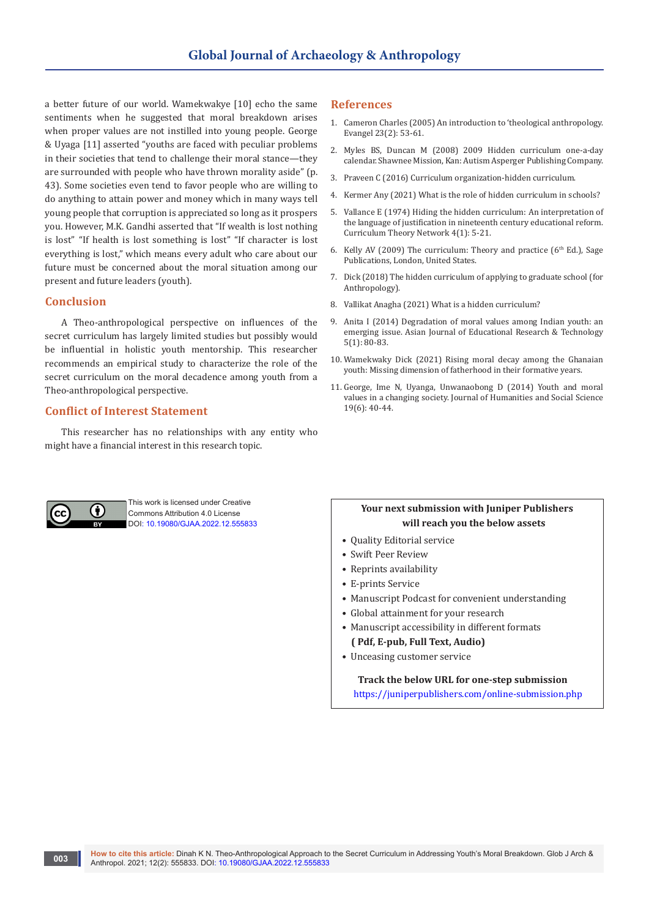a better future of our world. Wamekwakye [10] echo the same sentiments when he suggested that moral breakdown arises when proper values are not instilled into young people. George & Uyaga [11] asserted "youths are faced with peculiar problems in their societies that tend to challenge their moral stance—they are surrounded with people who have thrown morality aside" (p. 43). Some societies even tend to favor people who are willing to do anything to attain power and money which in many ways tell young people that corruption is appreciated so long as it prospers you. However, M.K. Gandhi asserted that "If wealth is lost nothing is lost" "If health is lost something is lost" "If character is lost everything is lost," which means every adult who care about our future must be concerned about the moral situation among our present and future leaders (youth).

## Conclusion

A Theo-anthropological perspective on influences of the secret curriculum has largely limited studies but possibly would be influential in holistic youth mentorship. This researcher recommends an empirical study to characterize the role of the secret curriculum on the moral decadence among youth from a Theo-anthropological perspective.

## Conflict of Interest Statement

This researcher has no relationships with any entity who might have a financial interest in this research topic.

## References

1. Cameron Charles (2005) An introduction to 'theological anthropology. Evangel 23(2): 53-61.
2. Myles BS, Duncan M (2008) 2009 Hidden curriculum one-a-day calendar. Shawnee Mission, Kan: Autism Asperger Publishing Company.
3. Praveen C (2016) Curriculum organization-hidden curriculum.
4. Kermer Any (2021) What is the role of hidden curriculum in schools?
5. Vallance E (1974) Hiding the hidden curriculum: An interpretation of the language of justification in nineteenth century educational reform. Curriculum Theory Network 4(1): 5-21.
6. Kelly AV (2009) The curriculum: Theory and practice (6th Ed.), Sage Publications, London, United States.
7. Dick (2018) The hidden curriculum of applying to graduate school (for Anthropology).
8. Vallikat Anagha (2021) What is a hidden curriculum?
9. Anita I (2014) Degradation of moral values among Indian youth: an emerging issue. Asian Journal of Educational Research & Technology 5(1): 80-83.
10. Wamekwaky Dick (2021) Rising moral decay among the Ghanaian youth: Missing dimension of fatherhood in their formative years.
11. George, Ime N, Uyanga, Unwanaobong D (2014) Youth and moral values in a changing society. Journal of Humanities and Social Science 19(6): 40-44.

This work is licensed under Creative Commons Attribution 4.0 License
DOI: 10.19080/GJAA.2022.12.555833

**Your next submission with Juniper Publishers will reach you the below assets**

- Quality Editorial service
- Swift Peer Review
- Reprints availability
- E-prints Service
- Manuscript Podcast for convenient understanding
- Global attainment for your research
- Manuscript accessibility in different formats **( Pdf, E-pub, Full Text, Audio)**
- Unceasing customer service

**Track the below URL for one-step submission**
https://juniperpublishers.com/online-submission.php

**How to cite this article:** Dinah K N. Theo-Anthropological Approach to the Secret Curriculum in Addressing Youth's Moral Breakdown. Glob J Arch & Anthropol. 2021; 12(2): 555833. DOI: 10.19080/GJAA.2022.12.555833